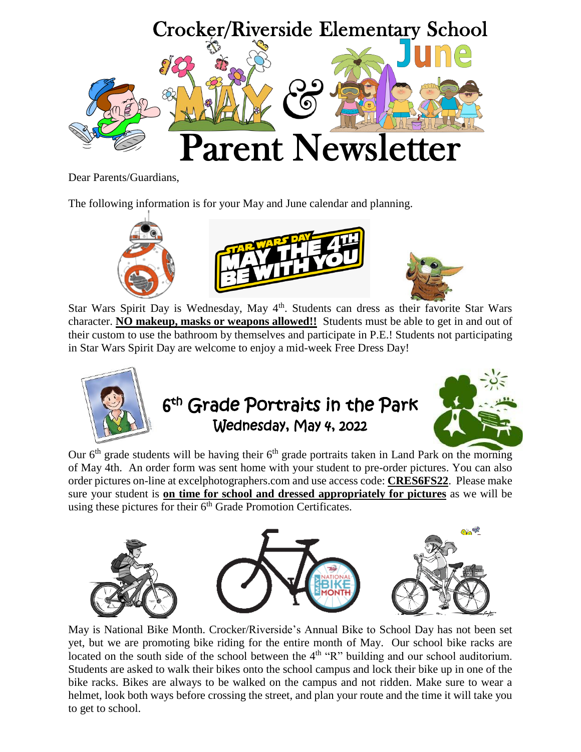# Crocker/Riverside Elementary School

## May & June Parent Newsletter

Dear Parents/Guardians,

The following information is for your May and June calendar and planning.

Star Wars Spirit Day is Wednesday, May 4th. Students can dress as their favorite Star Wars character. **NO makeup, masks or weapons allowed!!** Students must be able to get in and out of their custom to use the bathroom by themselves and participate in P.E.! Students not participating in Star Wars Spirit Day are welcome to enjoy a mid-week Free Dress Day!

## 6th Grade Portraits in the Park

### Wednesday, May 4, 2022

Our 6th grade students will be having their 6th grade portraits taken in Land Park on the morning of May 4th. An order form was sent home with your student to pre-order pictures. You can also order pictures on-line at excelphotographers.com and use access code: **CRES6FS22**. Please make sure your student is **on time for school and dressed appropriately for pictures** as we will be using these pictures for their 6th Grade Promotion Certificates.

May is National Bike Month. Crocker/Riverside's Annual Bike to School Day has not been set yet, but we are promoting bike riding for the entire month of May. Our school bike racks are located on the south side of the school between the 4th "R" building and our school auditorium. Students are asked to walk their bikes onto the school campus and lock their bike up in one of the bike racks. Bikes are always to be walked on the campus and not ridden. Make sure to wear a helmet, look both ways before crossing the street, and plan your route and the time it will take you to get to school.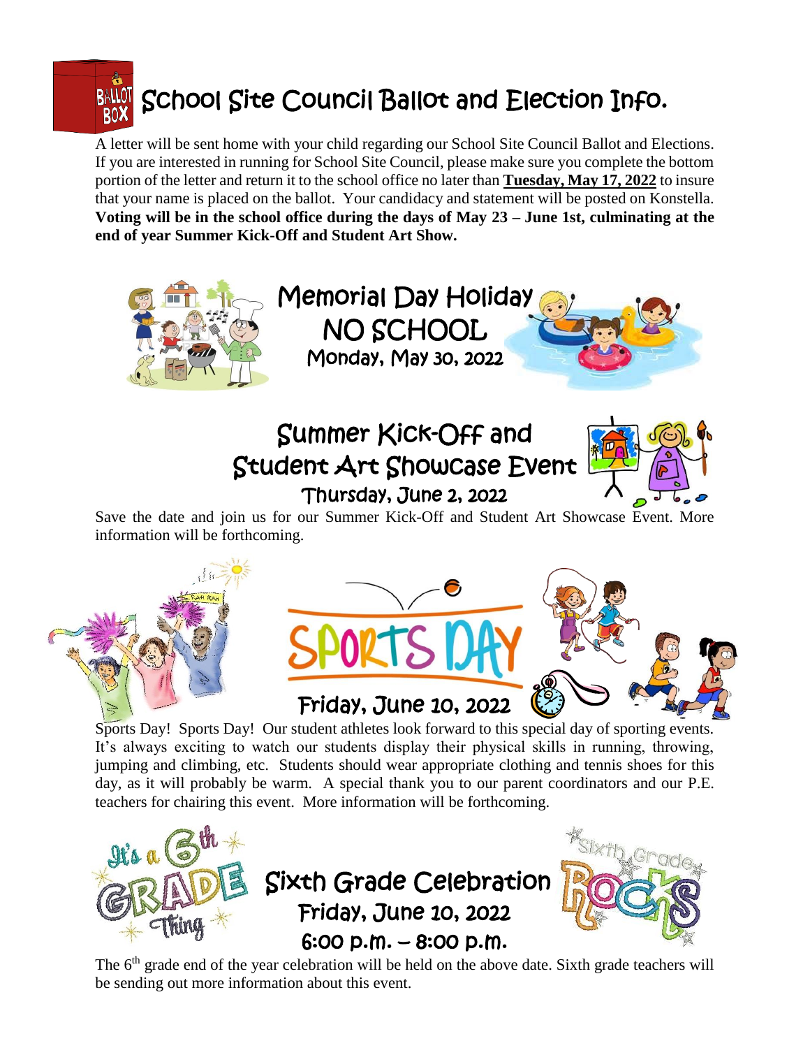# School Site Council Ballot and Election Info.

A letter will be sent home with your child regarding our School Site Council Ballot and Elections. If you are interested in running for School Site Council, please make sure you complete the bottom portion of the letter and return it to the school office no later than **Tuesday, May 17, 2022** to insure that your name is placed on the ballot. Your candidacy and statement will be posted on Konstella. **Voting will be in the school office during the days of May 23 – June 1st, culminating at the end of year Summer Kick-Off and Student Art Show.**

## Memorial Day Holiday
## NO SCHOOL
### Monday, May 30, 2022

## Summer Kick-Off and Student Art Showcase Event
### Thursday, June 2, 2022

Save the date and join us for our Summer Kick-Off and Student Art Showcase Event. More information will be forthcoming.

## SPORTS DAY
### Friday, June 10, 2022

Sports Day! Sports Day! Our student athletes look forward to this special day of sporting events. It's always exciting to watch our students display their physical skills in running, throwing, jumping and climbing, etc. Students should wear appropriate clothing and tennis shoes for this day, as it will probably be warm. A special thank you to our parent coordinators and our P.E. teachers for chairing this event. More information will be forthcoming.

It's a 6th GRADE Thing

## Sixth Grade Celebration
### Friday, June 10, 2022
### 6:00 p.m. – 8:00 p.m.

Sixth Grade ROCKS

The 6th grade end of the year celebration will be held on the above date. Sixth grade teachers will be sending out more information about this event.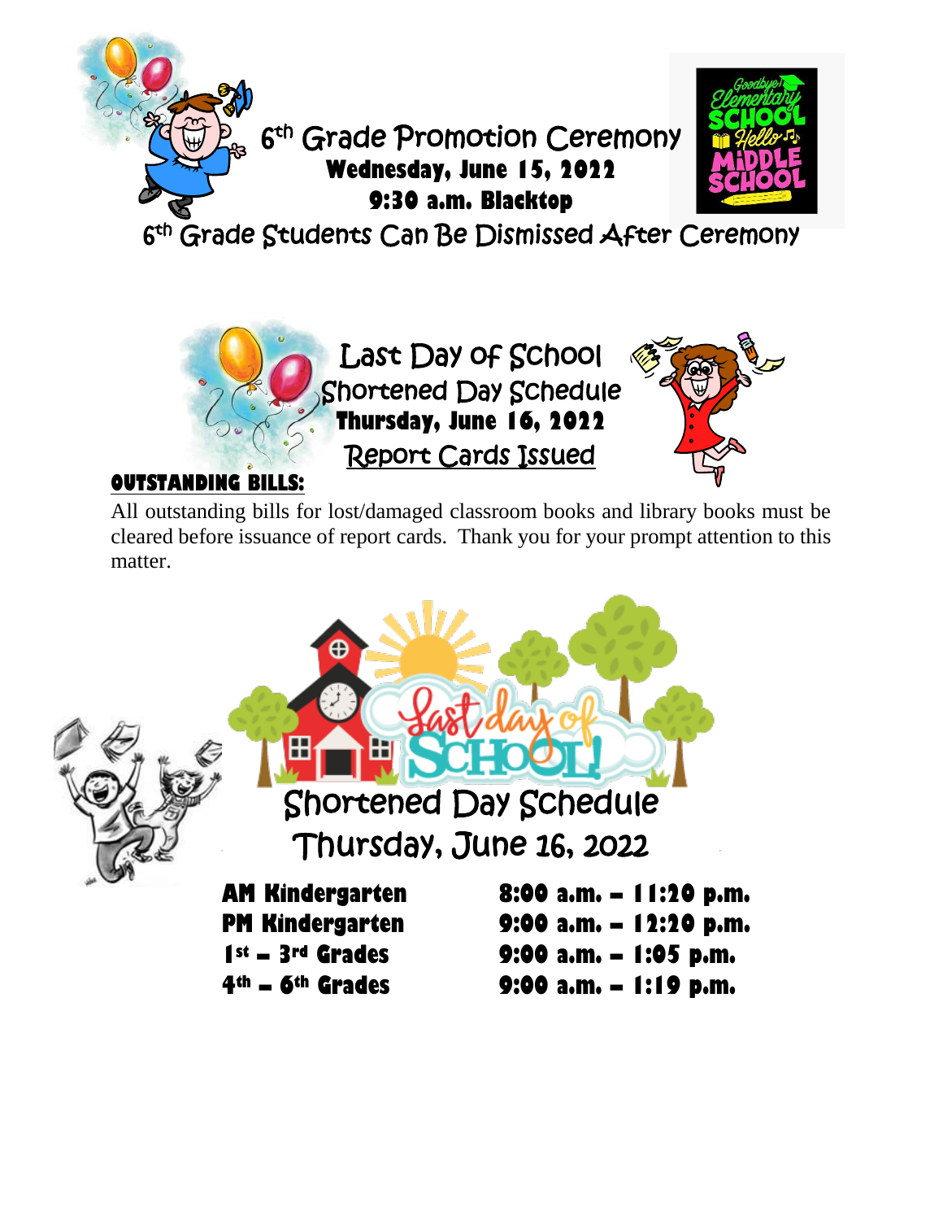## 6th Grade Promotion Ceremony

**Wednesday, June 15, 2022**

**9:30 a.m. Blacktop**

6th Grade Students Can Be Dismissed After Ceremony

Goodbye! Elementary School Hello Middle School

## Last Day of School

Shortened Day Schedule

**Thursday, June 16, 2022**

Report Cards Issued

**OUTSTANDING BILLS:**

All outstanding bills for lost/damaged classroom books and library books must be cleared before issuance of report cards. Thank you for your prompt attention to this matter.

Last day of SCHOOL!

## Shortened Day Schedule

## Thursday, June 16, 2022

| | |
|---|---|
| **AM Kindergarten** | **8:00 a.m. – 11:20 p.m.** |
| **PM Kindergarten** | **9:00 a.m. – 12:20 p.m.** |
| **1st – 3rd Grades** | **9:00 a.m. – 1:05 p.m.** |
| **4th – 6th Grades** | **9:00 a.m. – 1:19 p.m.** |